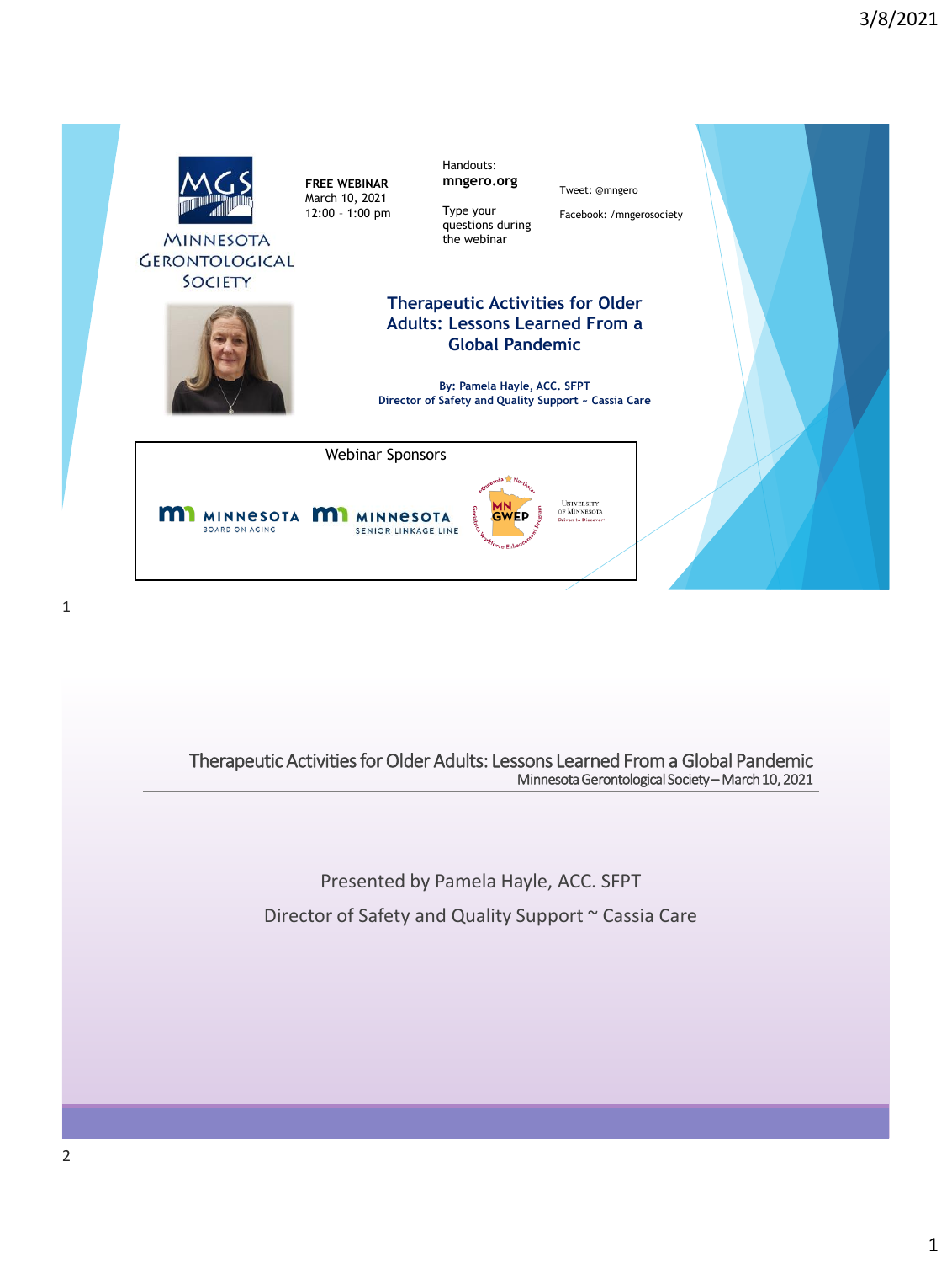**MINNESOTA GERONTOLOGICAL SOCIETY**

**FREE WEBINAR**
March 10, 2021
12:00 – 1:00 pm

Handouts:
**mngero.org**

Type your questions during the webinar

Tweet: @mngero

Facebook: /mngerosociety

## Therapeutic Activities for Older Adults: Lessons Learned From a Global Pandemic

**By: Pamela Hayle, ACC. SFPT**
**Director of Safety and Quality Support ~ Cassia Care**

Webinar Sponsors

MINNESOTA BOARD ON AGING

MINNESOTA SENIOR LINKAGE LINE

MN GWEP – Minnesota Northstar Geriatrics Workforce Enhancement Program

University of Minnesota – Driven to Discover

---

## Therapeutic Activities for Older Adults: Lessons Learned From a Global Pandemic

Minnesota Gerontological Society – March 10, 2021

Presented by Pamela Hayle, ACC. SFPT

Director of Safety and Quality Support ~ Cassia Care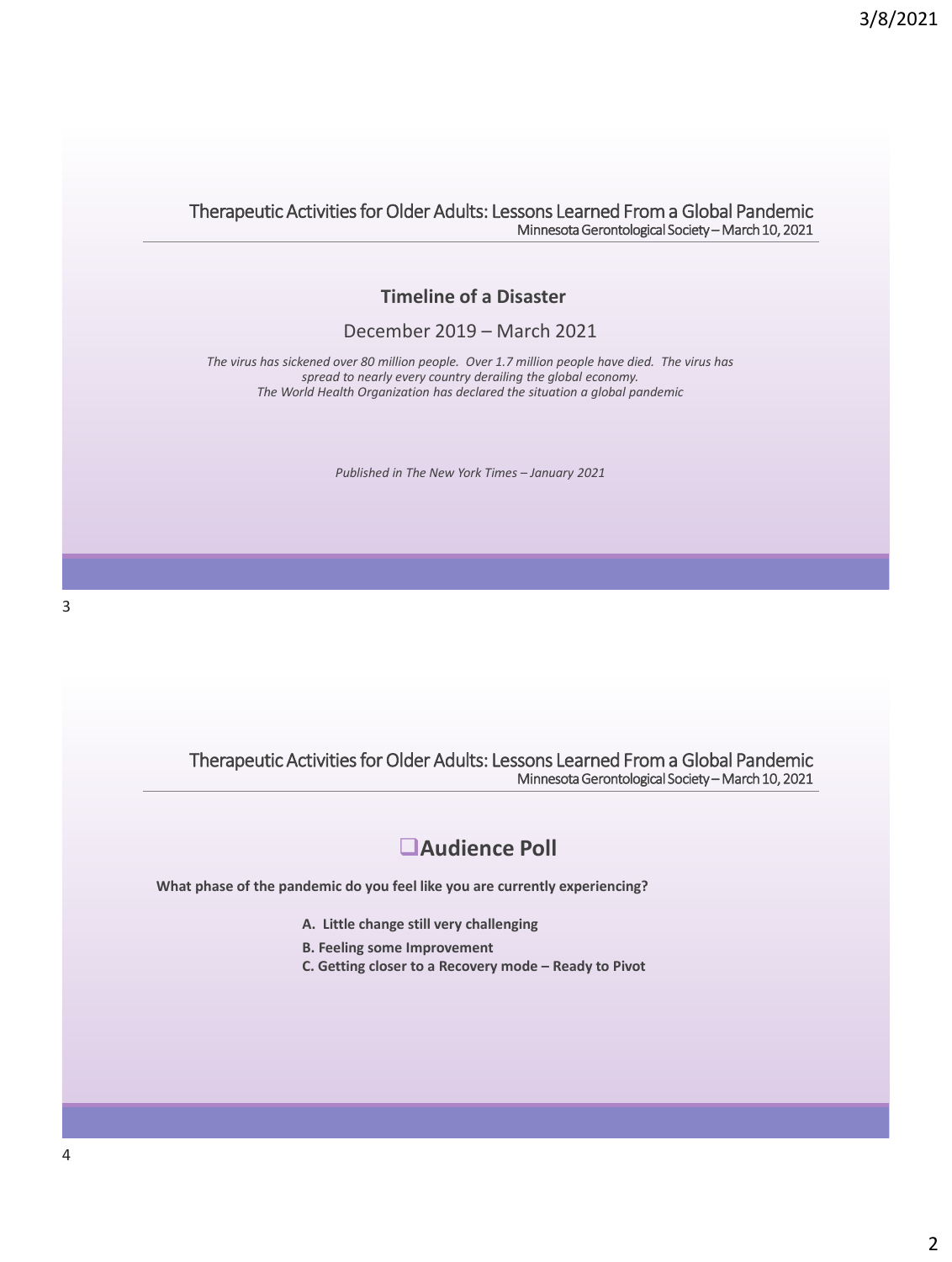## Therapeutic Activities for Older Adults: Lessons Learned From a Global Pandemic
Minnesota Gerontological Society – March 10, 2021

**Timeline of a Disaster**

December 2019 – March 2021

*The virus has sickened over 80 million people. Over 1.7 million people have died. The virus has spread to nearly every country derailing the global economy.*
*The World Health Organization has declared the situation a global pandemic*

*Published in The New York Times – January 2021*

## Therapeutic Activities for Older Adults: Lessons Learned From a Global Pandemic
Minnesota Gerontological Society – March 10, 2021

### ❑Audience Poll

**What phase of the pandemic do you feel like you are currently experiencing?**

**A. Little change still very challenging**
**B. Feeling some Improvement**
**C. Getting closer to a Recovery mode – Ready to Pivot**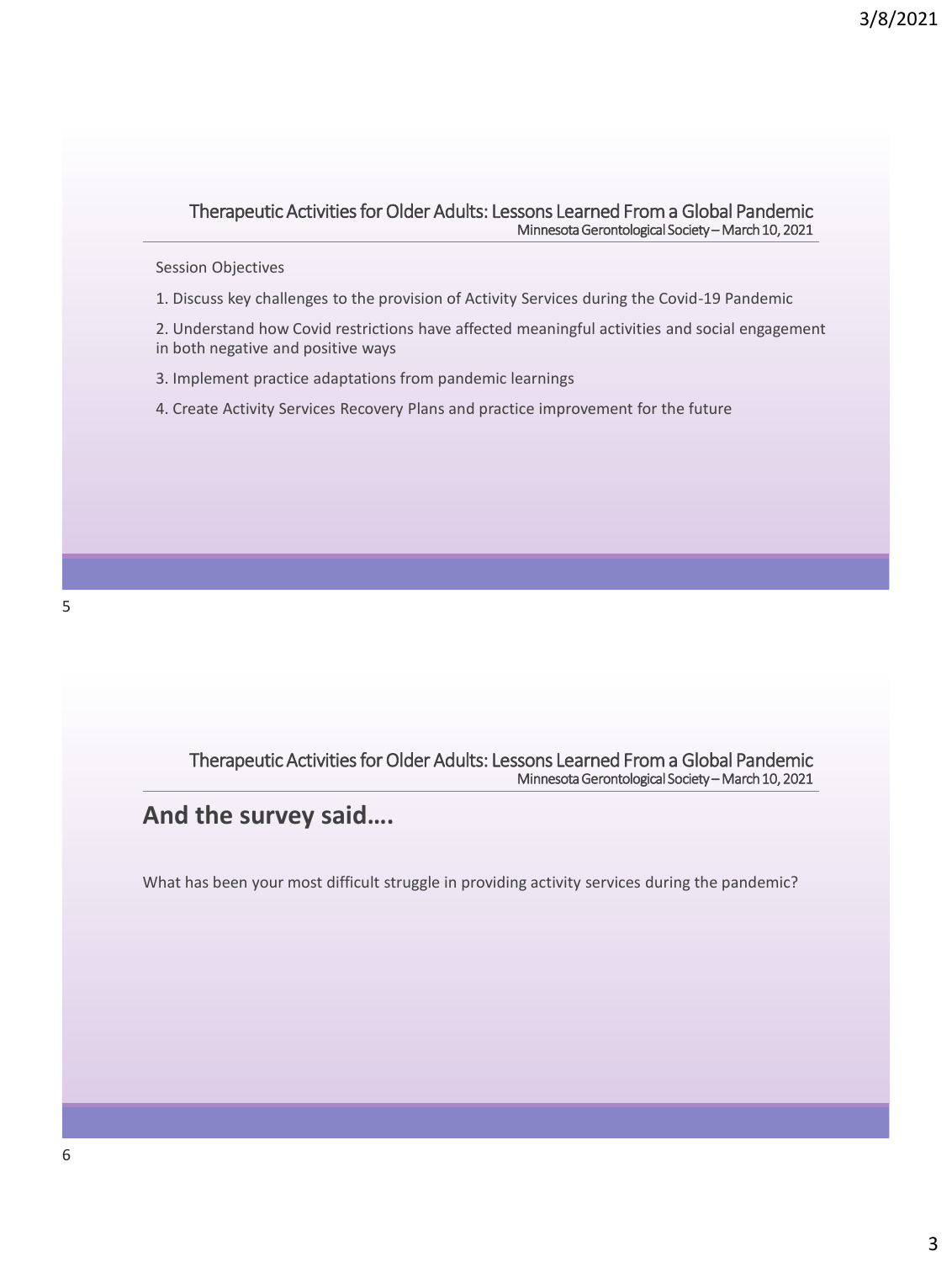Therapeutic Activities for Older Adults: Lessons Learned From a Global Pandemic
Minnesota Gerontological Society – March 10, 2021

Session Objectives

1. Discuss key challenges to the provision of Activity Services during the Covid-19 Pandemic

2. Understand how Covid restrictions have affected meaningful activities and social engagement in both negative and positive ways

3. Implement practice adaptations from pandemic learnings

4. Create Activity Services Recovery Plans and practice improvement for the future

Therapeutic Activities for Older Adults: Lessons Learned From a Global Pandemic
Minnesota Gerontological Society – March 10, 2021

## And the survey said….

What has been your most difficult struggle in providing activity services during the pandemic?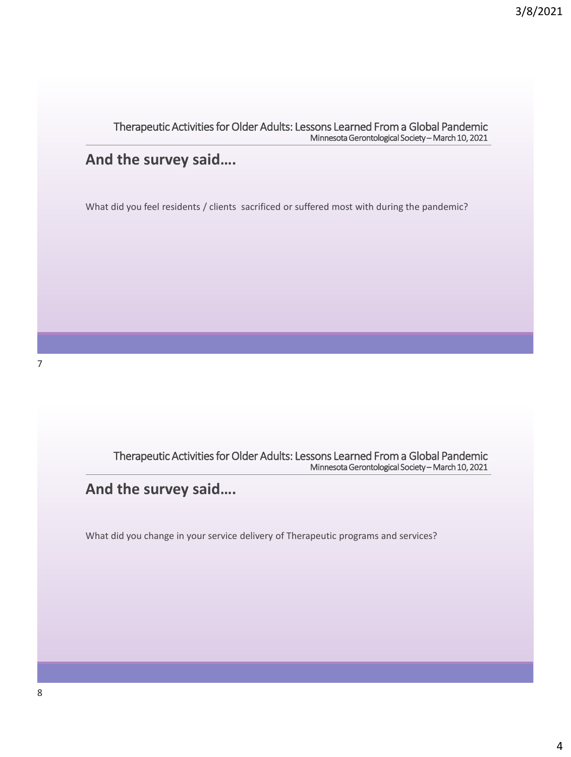Therapeutic Activities for Older Adults: Lessons Learned From a Global Pandemic
Minnesota Gerontological Society – March 10, 2021

## And the survey said….

What did you feel residents / clients sacrificed or suffered most with during the pandemic?

Therapeutic Activities for Older Adults: Lessons Learned From a Global Pandemic
Minnesota Gerontological Society – March 10, 2021

## And the survey said….

What did you change in your service delivery of Therapeutic programs and services?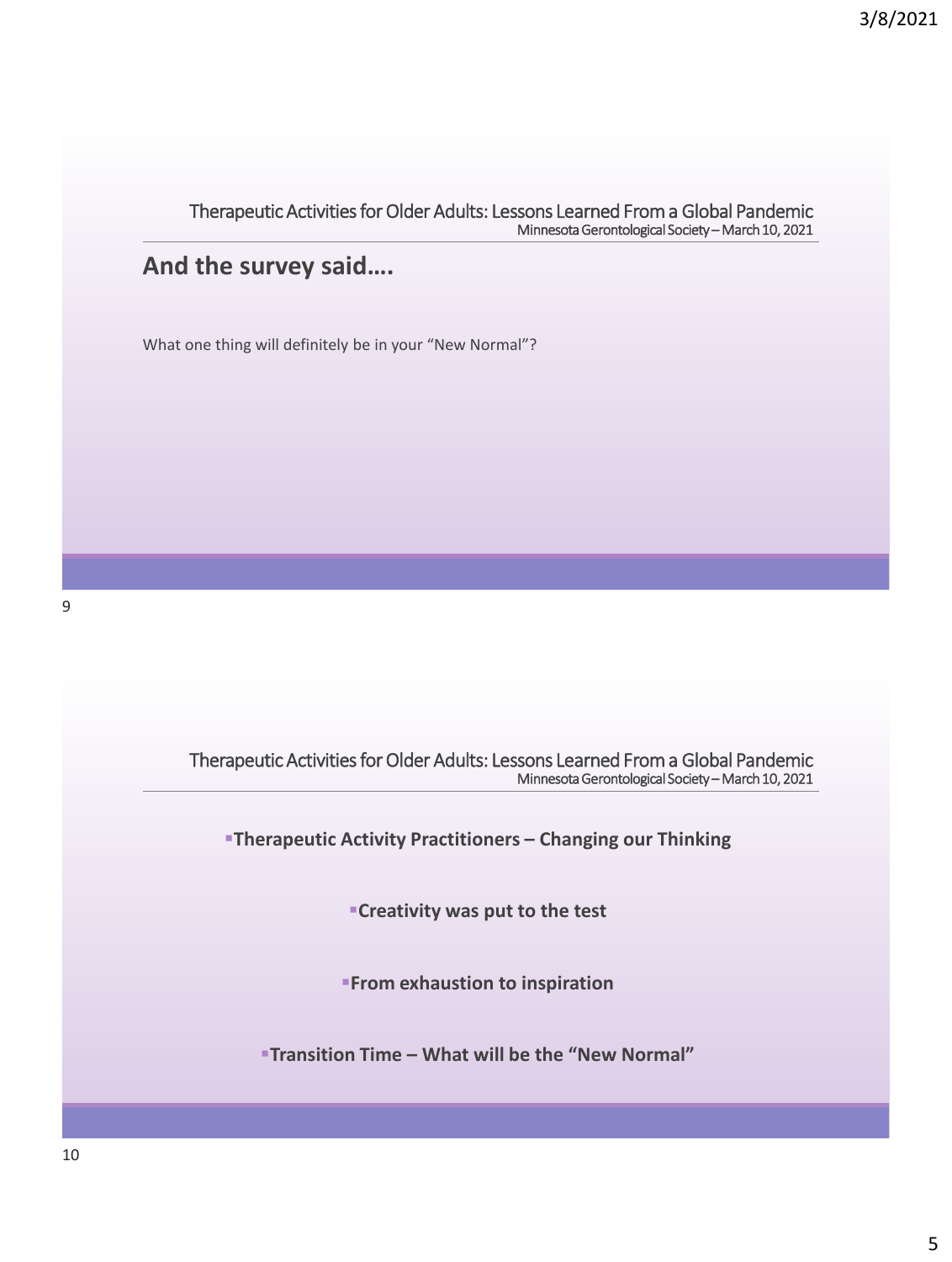Therapeutic Activities for Older Adults: Lessons Learned From a Global Pandemic
Minnesota Gerontological Society – March 10, 2021

## And the survey said….

What one thing will definitely be in your "New Normal"?

Therapeutic Activities for Older Adults: Lessons Learned From a Global Pandemic
Minnesota Gerontological Society – March 10, 2021

- **Therapeutic Activity Practitioners – Changing our Thinking**
- **Creativity was put to the test**
- **From exhaustion to inspiration**
- **Transition Time – What will be the "New Normal"**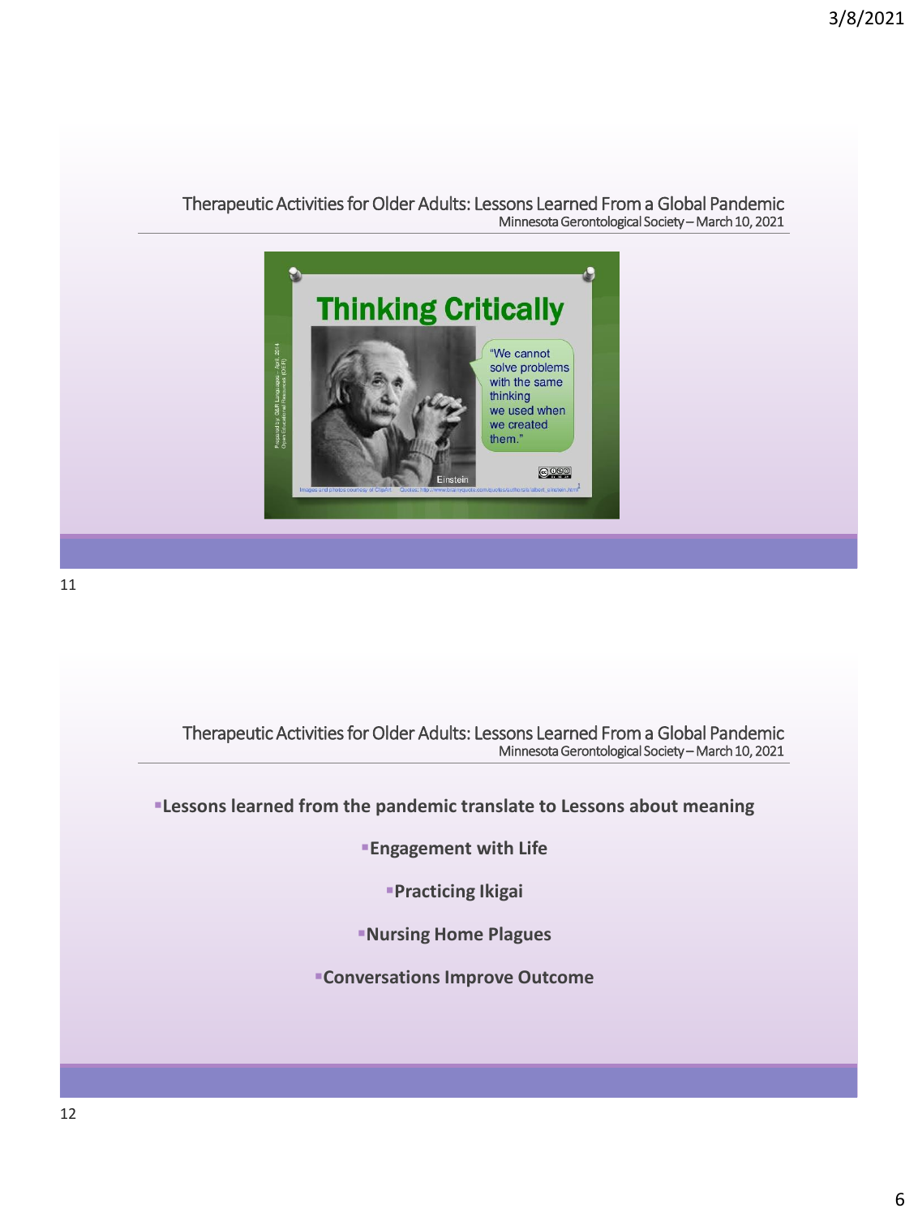## Therapeutic Activities for Older Adults: Lessons Learned From a Global Pandemic

Minnesota Gerontological Society – March 10, 2021

# Thinking Critically

"We cannot solve problems with the same thinking we used when we created them."

Einstein

---

## Therapeutic Activities for Older Adults: Lessons Learned From a Global Pandemic

Minnesota Gerontological Society – March 10, 2021

- **Lessons learned from the pandemic translate to Lessons about meaning**
  - **Engagement with Life**
  - **Practicing Ikigai**
  - **Nursing Home Plagues**
  - **Conversations Improve Outcome**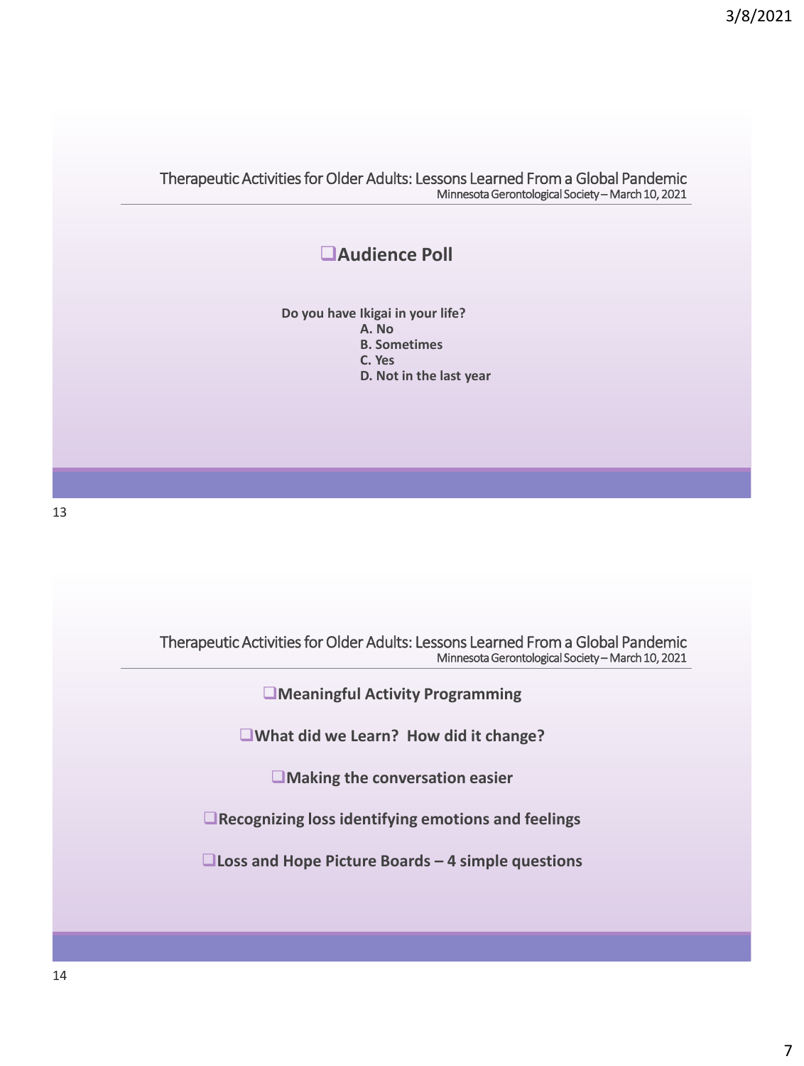## Therapeutic Activities for Older Adults: Lessons Learned From a Global Pandemic

Minnesota Gerontological Society – March 10, 2021

### ❑Audience Poll

**Do you have Ikigai in your life?**

**A. No**
**B. Sometimes**
**C. Yes**
**D. Not in the last year**

## Therapeutic Activities for Older Adults: Lessons Learned From a Global Pandemic

Minnesota Gerontological Society – March 10, 2021

- ❑**Meaningful Activity Programming**
- ❑**What did we Learn? How did it change?**
- ❑**Making the conversation easier**
- ❑**Recognizing loss identifying emotions and feelings**
- ❑**Loss and Hope Picture Boards – 4 simple questions**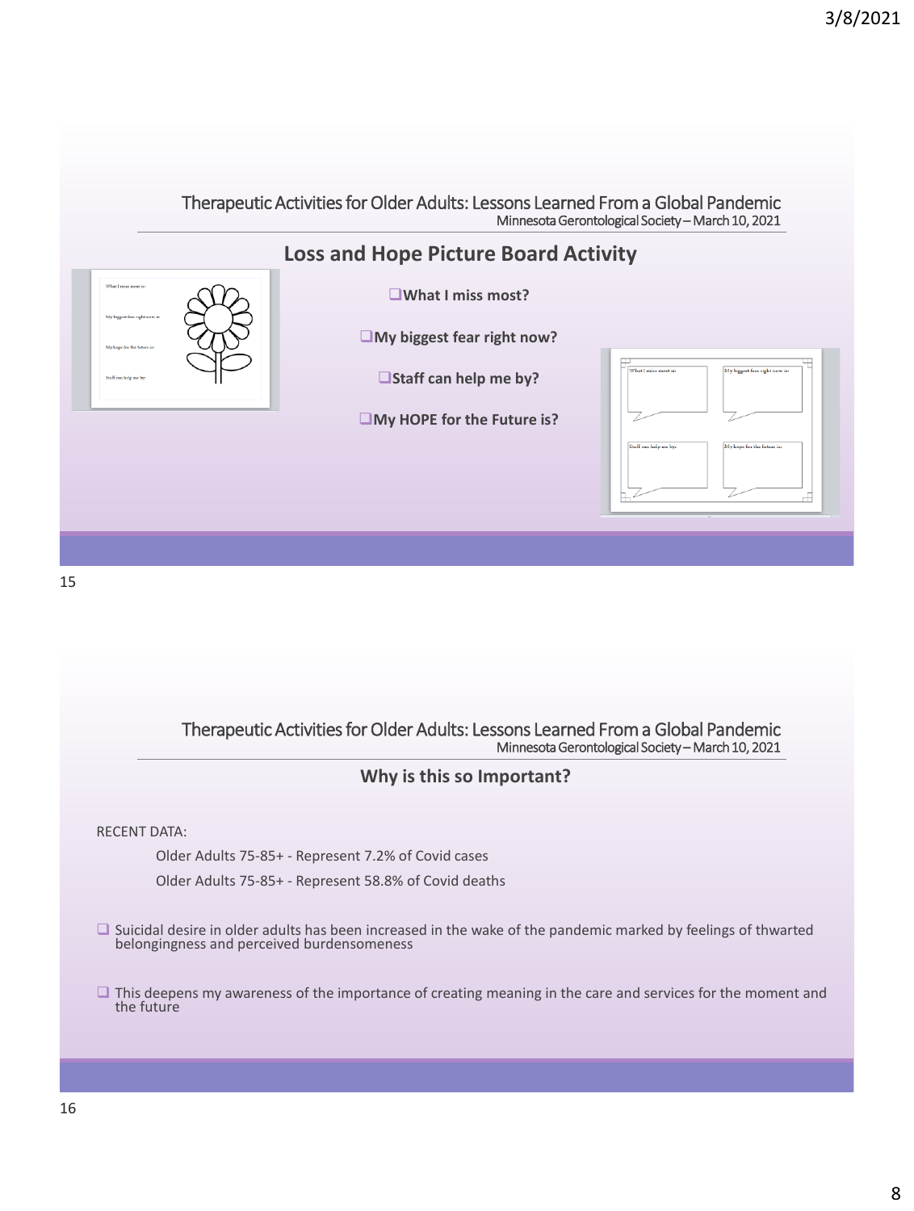## Therapeutic Activities for Older Adults: Lessons Learned From a Global Pandemic
Minnesota Gerontological Society – March 10, 2021

### Loss and Hope Picture Board Activity

- **What I miss most?**
- **My biggest fear right now?**
- **Staff can help me by?**
- **My HOPE for the Future is?**

## Therapeutic Activities for Older Adults: Lessons Learned From a Global Pandemic
Minnesota Gerontological Society – March 10, 2021

### Why is this so Important?

RECENT DATA:

Older Adults 75-85+ - Represent 7.2% of Covid cases

Older Adults 75-85+ - Represent 58.8% of Covid deaths

- Suicidal desire in older adults has been increased in the wake of the pandemic marked by feelings of thwarted belongingness and perceived burdensomeness
- This deepens my awareness of the importance of creating meaning in the care and services for the moment and the future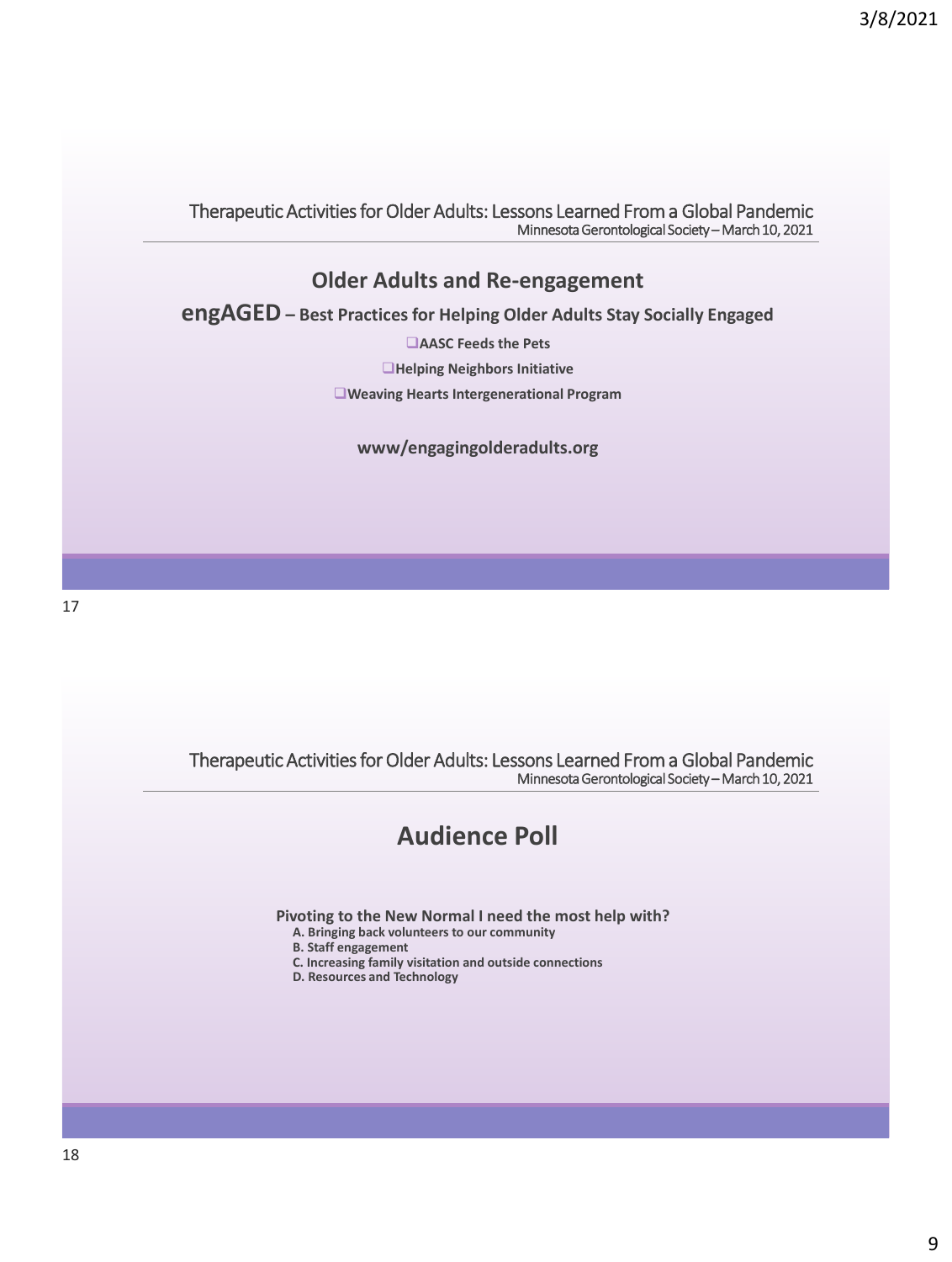## Older Adults and Re-engagement

**engAGED – Best Practices for Helping Older Adults Stay Socially Engaged**

- **AASC Feeds the Pets**
- **Helping Neighbors Initiative**
- **Weaving Hearts Intergenerational Program**

**www/engagingolderadults.org**

## Audience Poll

**Pivoting to the New Normal I need the most help with?**

- **A. Bringing back volunteers to our community**
- **B. Staff engagement**
- **C. Increasing family visitation and outside connections**
- **D. Resources and Technology**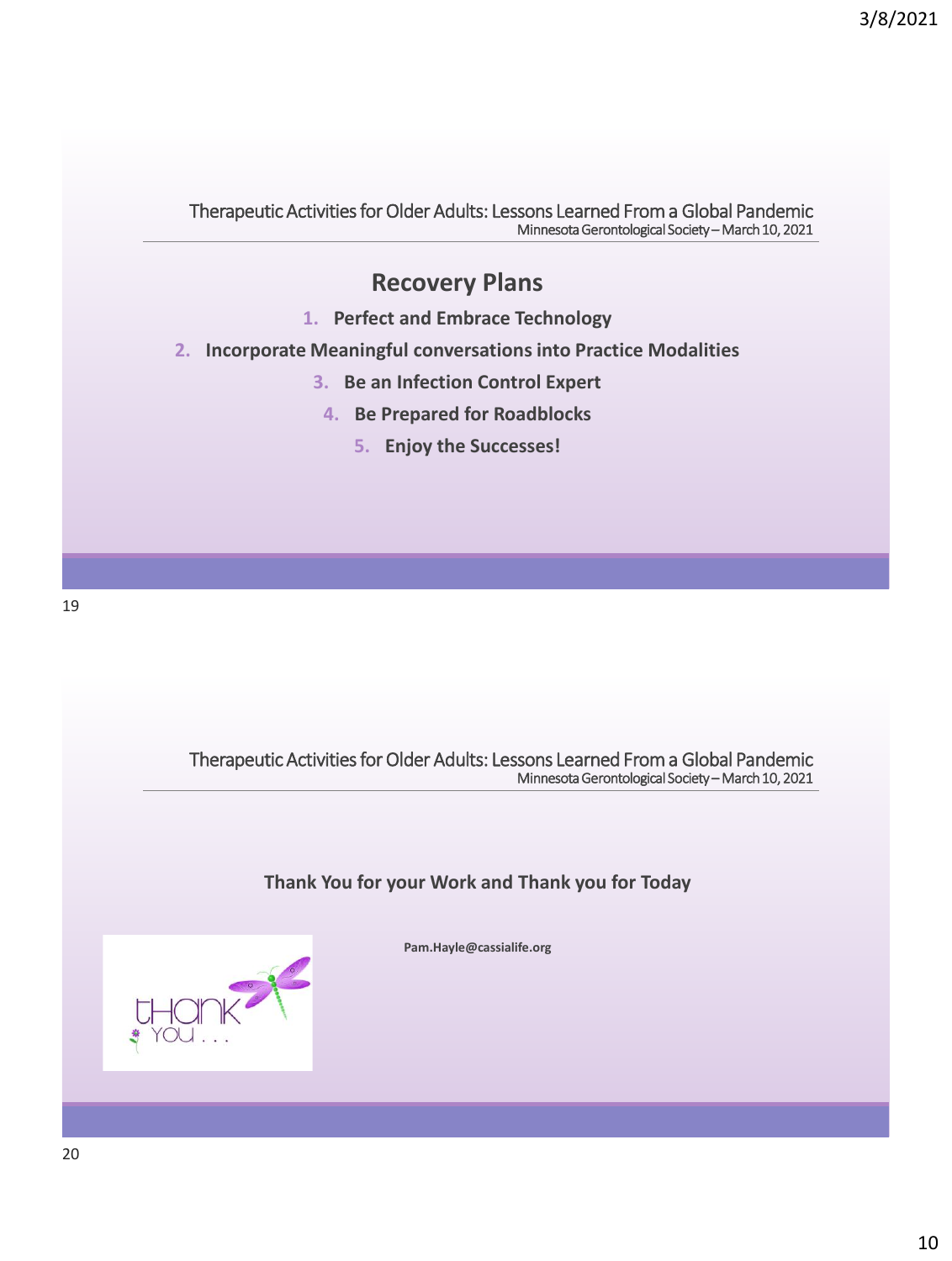Therapeutic Activities for Older Adults: Lessons Learned From a Global Pandemic
Minnesota Gerontological Society – March 10, 2021

## Recovery Plans

1. **Perfect and Embrace Technology**
2. **Incorporate Meaningful conversations into Practice Modalities**
3. **Be an Infection Control Expert**
4. **Be Prepared for Roadblocks**
5. **Enjoy the Successes!**

Therapeutic Activities for Older Adults: Lessons Learned From a Global Pandemic
Minnesota Gerontological Society – March 10, 2021

**Thank You for your Work and Thank you for Today**

**Pam.Hayle@cassialife.org**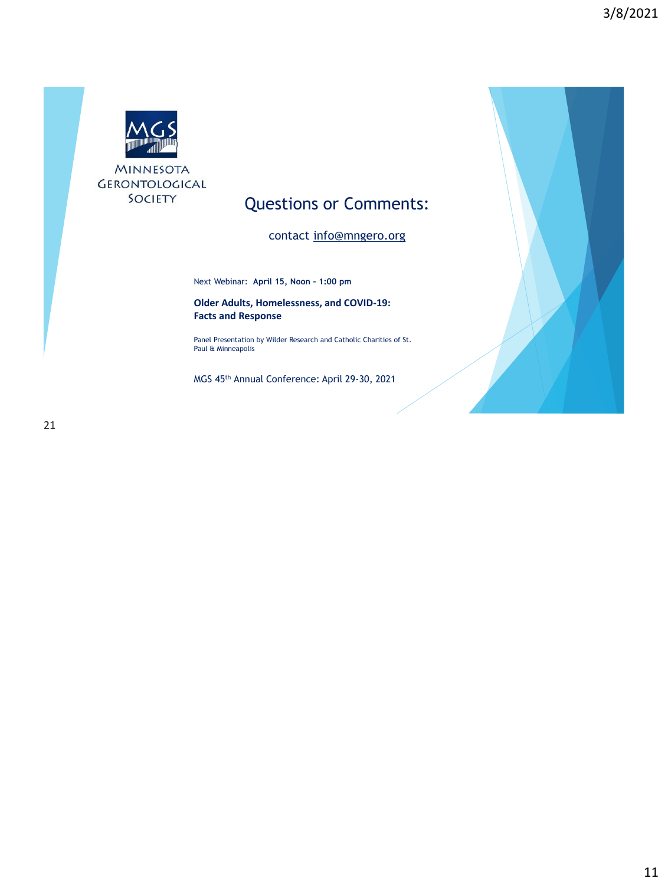MINNESOTA GERONTOLOGICAL SOCIETY

# Questions or Comments:

contact info@mngero.org

Next Webinar: **April 15, Noon - 1:00 pm**

**Older Adults, Homelessness, and COVID-19: Facts and Response**

Panel Presentation by Wilder Research and Catholic Charities of St. Paul & Minneapolis

MGS 45th Annual Conference: April 29-30, 2021